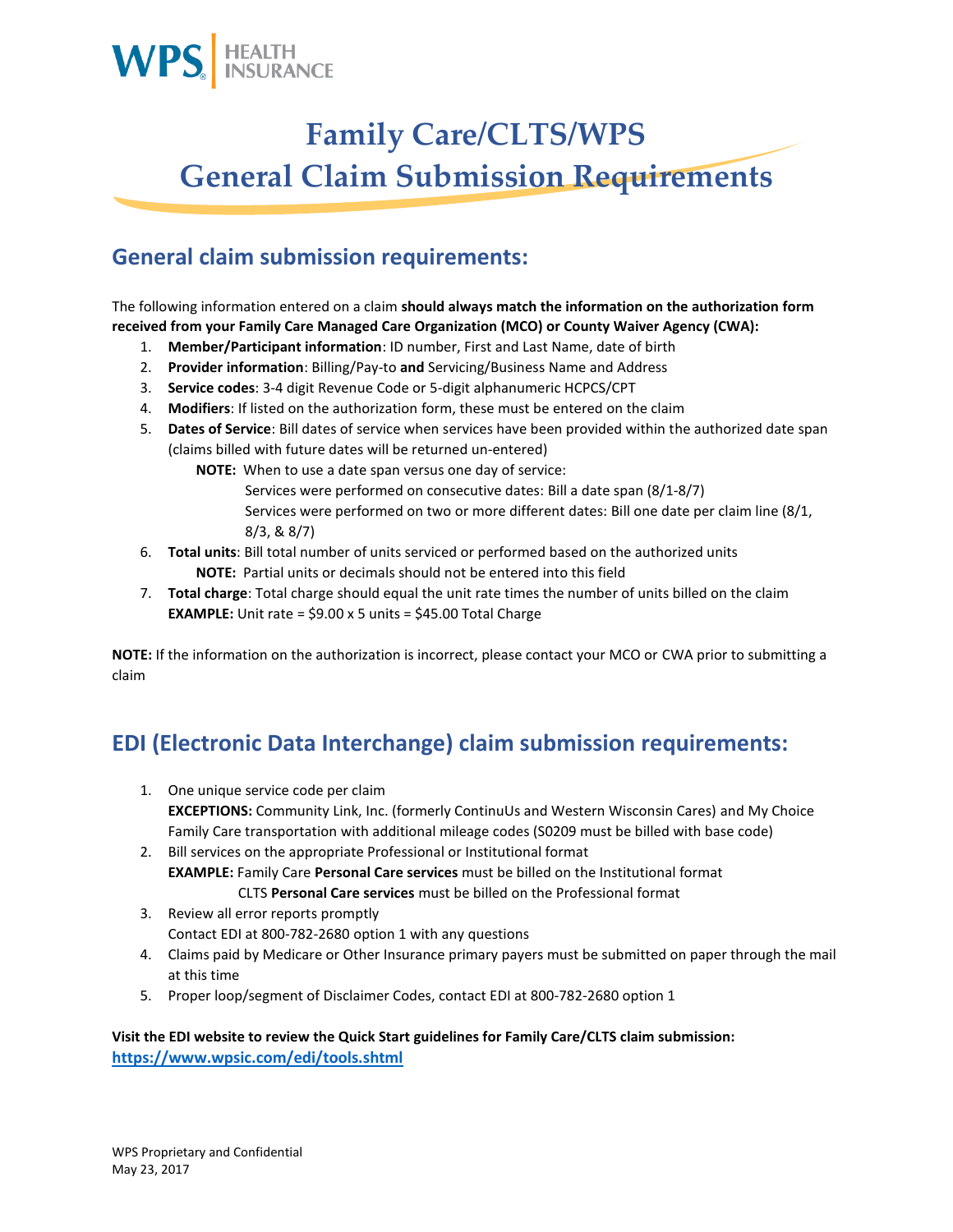WPS HEALTH INSURANCE

# Family Care/CLTS/WPS General Claim Submission Requirements

## General claim submission requirements:

The following information entered on a claim **should always match the information on the authorization form received from your Family Care Managed Care Organization (MCO) or County Waiver Agency (CWA):**

1. **Member/Participant information**: ID number, First and Last Name, date of birth
2. **Provider information**: Billing/Pay-to **and** Servicing/Business Name and Address
3. **Service codes**: 3-4 digit Revenue Code or 5-digit alphanumeric HCPCS/CPT
4. **Modifiers**: If listed on the authorization form, these must be entered on the claim
5. **Dates of Service**: Bill dates of service when services have been provided within the authorized date span (claims billed with future dates will be returned un-entered)

   **NOTE:** When to use a date span versus one day of service:

   Services were performed on consecutive dates: Bill a date span (8/1-8/7)

   Services were performed on two or more different dates: Bill one date per claim line (8/1, 8/3, & 8/7)
6. **Total units**: Bill total number of units serviced or performed based on the authorized units

   **NOTE:** Partial units or decimals should not be entered into this field
7. **Total charge**: Total charge should equal the unit rate times the number of units billed on the claim

   **EXAMPLE:** Unit rate = $9.00 x 5 units = $45.00 Total Charge

**NOTE:** If the information on the authorization is incorrect, please contact your MCO or CWA prior to submitting a claim

## EDI (Electronic Data Interchange) claim submission requirements:

1. One unique service code per claim

   **EXCEPTIONS:** Community Link, Inc. (formerly ContinuUs and Western Wisconsin Cares) and My Choice Family Care transportation with additional mileage codes (S0209 must be billed with base code)
2. Bill services on the appropriate Professional or Institutional format

   **EXAMPLE:** Family Care **Personal Care services** must be billed on the Institutional format

   CLTS **Personal Care services** must be billed on the Professional format
3. Review all error reports promptly

   Contact EDI at 800-782-2680 option 1 with any questions
4. Claims paid by Medicare or Other Insurance primary payers must be submitted on paper through the mail at this time
5. Proper loop/segment of Disclaimer Codes, contact EDI at 800-782-2680 option 1

**Visit the EDI website to review the Quick Start guidelines for Family Care/CLTS claim submission:**
**https://www.wpsic.com/edi/tools.shtml**

WPS Proprietary and Confidential
May 23, 2017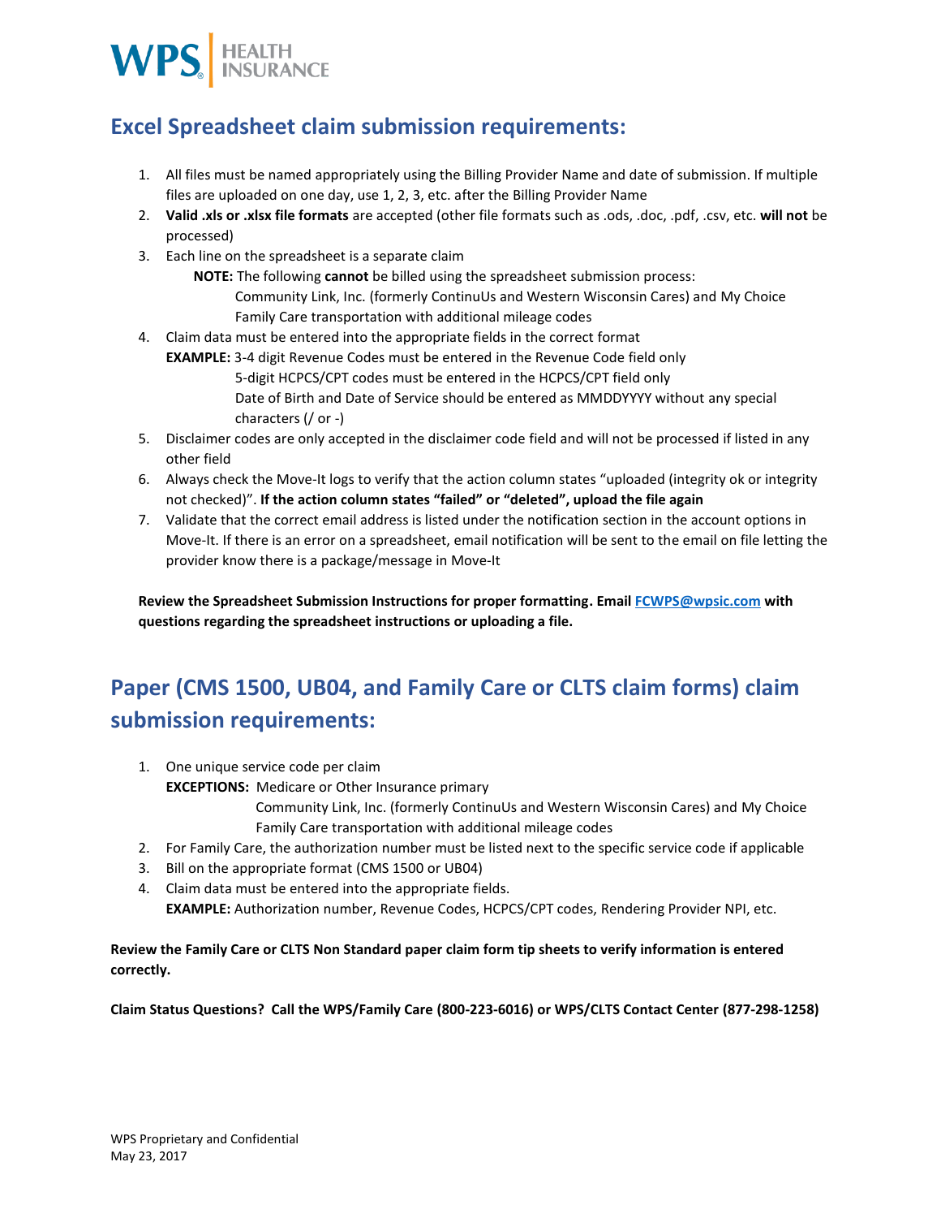WPS HEALTH INSURANCE

## Excel Spreadsheet claim submission requirements:

1. All files must be named appropriately using the Billing Provider Name and date of submission. If multiple files are uploaded on one day, use 1, 2, 3, etc. after the Billing Provider Name
2. **Valid .xls or .xlsx file formats** are accepted (other file formats such as .ods, .doc, .pdf, .csv, etc. **will not** be processed)
3. Each line on the spreadsheet is a separate claim
   **NOTE:** The following **cannot** be billed using the spreadsheet submission process:
   Community Link, Inc. (formerly ContinuUs and Western Wisconsin Cares) and My Choice Family Care transportation with additional mileage codes
4. Claim data must be entered into the appropriate fields in the correct format
   **EXAMPLE:** 3-4 digit Revenue Codes must be entered in the Revenue Code field only
   5-digit HCPCS/CPT codes must be entered in the HCPCS/CPT field only
   Date of Birth and Date of Service should be entered as MMDDYYYY without any special characters (/ or -)
5. Disclaimer codes are only accepted in the disclaimer code field and will not be processed if listed in any other field
6. Always check the Move-It logs to verify that the action column states "uploaded (integrity ok or integrity not checked)". **If the action column states "failed" or "deleted", upload the file again**
7. Validate that the correct email address is listed under the notification section in the account options in Move-It. If there is an error on a spreadsheet, email notification will be sent to the email on file letting the provider know there is a package/message in Move-It

**Review the Spreadsheet Submission Instructions for proper formatting. Email FCWPS@wpsic.com with questions regarding the spreadsheet instructions or uploading a file.**

## Paper (CMS 1500, UB04, and Family Care or CLTS claim forms) claim submission requirements:

1. One unique service code per claim
   **EXCEPTIONS:** Medicare or Other Insurance primary
   Community Link, Inc. (formerly ContinuUs and Western Wisconsin Cares) and My Choice Family Care transportation with additional mileage codes
2. For Family Care, the authorization number must be listed next to the specific service code if applicable
3. Bill on the appropriate format (CMS 1500 or UB04)
4. Claim data must be entered into the appropriate fields.
   **EXAMPLE:** Authorization number, Revenue Codes, HCPCS/CPT codes, Rendering Provider NPI, etc.

**Review the Family Care or CLTS Non Standard paper claim form tip sheets to verify information is entered correctly.**

**Claim Status Questions? Call the WPS/Family Care (800-223-6016) or WPS/CLTS Contact Center (877-298-1258)**

WPS Proprietary and Confidential
May 23, 2017